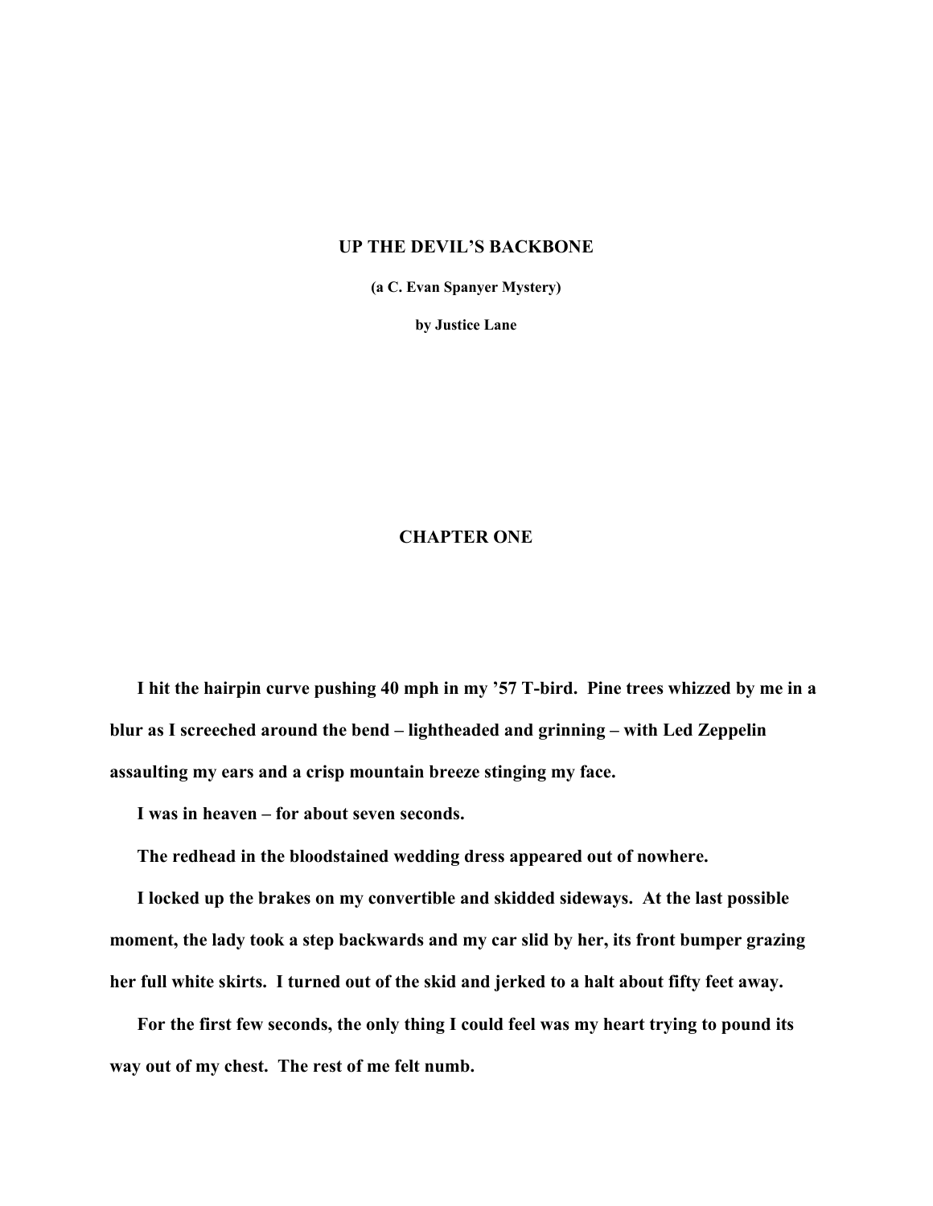# UP THE DEVIL'S BACKBONE

**(a C. Evan Spanyer Mystery)**

**by Justice Lane**

## CHAPTER ONE

**I hit the hairpin curve pushing 40 mph in my '57 T-bird. Pine trees whizzed by me in a blur as I screeched around the bend – lightheaded and grinning – with Led Zeppelin assaulting my ears and a crisp mountain breeze stinging my face.**

**I was in heaven – for about seven seconds.**

**The redhead in the bloodstained wedding dress appeared out of nowhere.**

**I locked up the brakes on my convertible and skidded sideways. At the last possible moment, the lady took a step backwards and my car slid by her, its front bumper grazing her full white skirts. I turned out of the skid and jerked to a halt about fifty feet away.**

**For the first few seconds, the only thing I could feel was my heart trying to pound its way out of my chest. The rest of me felt numb.**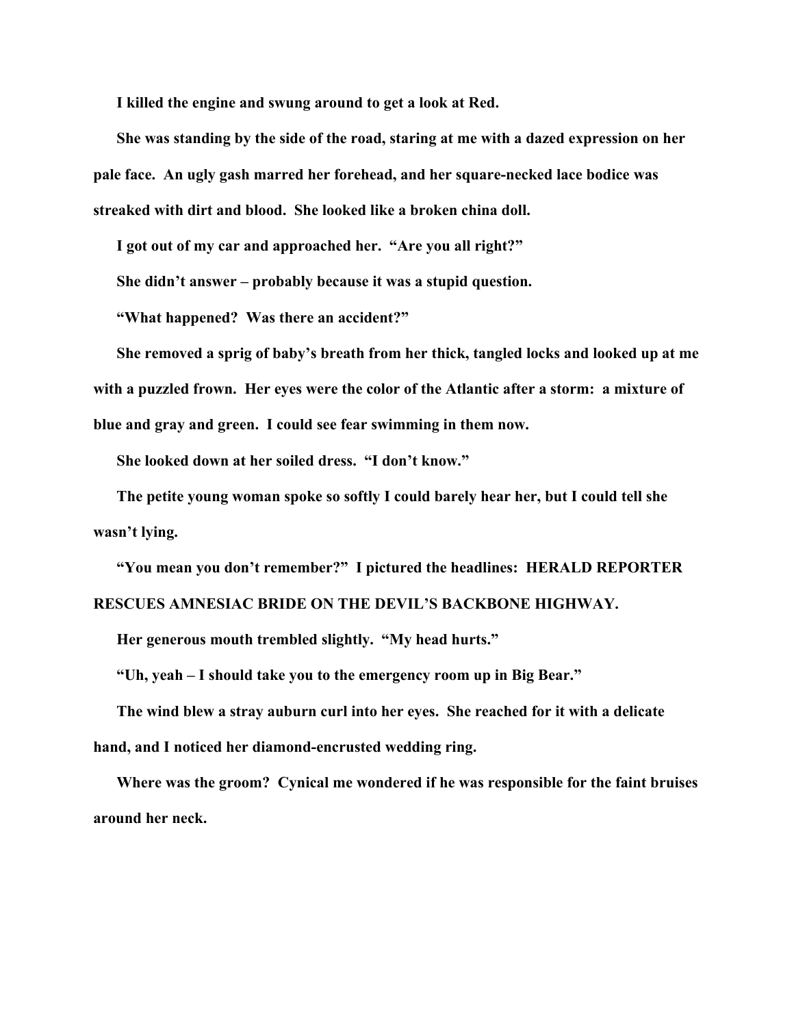I killed the engine and swung around to get a look at Red.

She was standing by the side of the road, staring at me with a dazed expression on her pale face. An ugly gash marred her forehead, and her square-necked lace bodice was streaked with dirt and blood. She looked like a broken china doll.

I got out of my car and approached her. "Are you all right?"

She didn't answer – probably because it was a stupid question.

"What happened? Was there an accident?"

She removed a sprig of baby's breath from her thick, tangled locks and looked up at me with a puzzled frown. Her eyes were the color of the Atlantic after a storm: a mixture of blue and gray and green. I could see fear swimming in them now.

She looked down at her soiled dress. "I don't know."

The petite young woman spoke so softly I could barely hear her, but I could tell she wasn't lying.

"You mean you don't remember?" I pictured the headlines: HERALD REPORTER RESCUES AMNESIAC BRIDE ON THE DEVIL'S BACKBONE HIGHWAY.

Her generous mouth trembled slightly. "My head hurts."

"Uh, yeah – I should take you to the emergency room up in Big Bear."

The wind blew a stray auburn curl into her eyes. She reached for it with a delicate hand, and I noticed her diamond-encrusted wedding ring.

Where was the groom? Cynical me wondered if he was responsible for the faint bruises around her neck.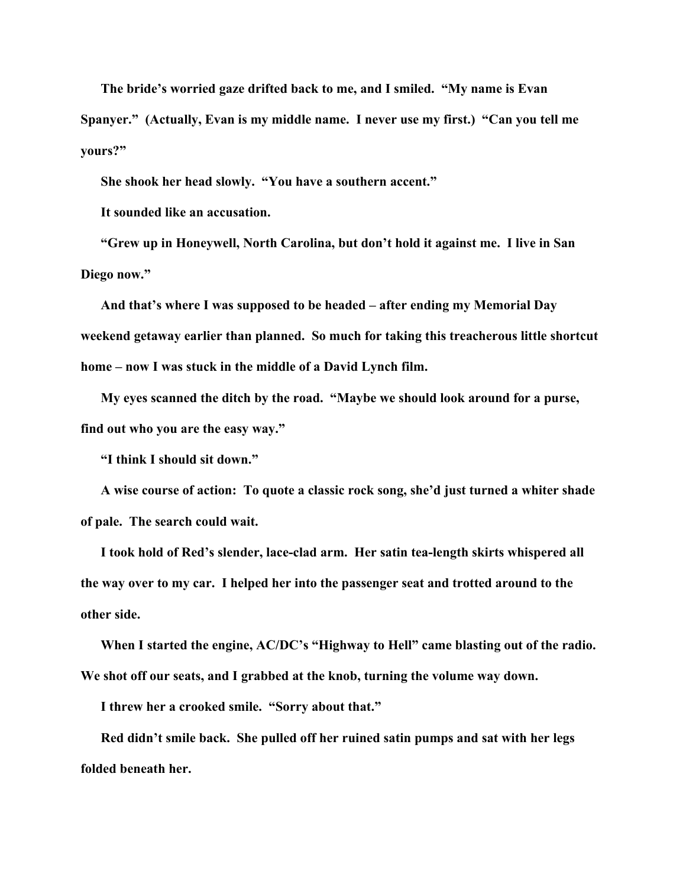The bride's worried gaze drifted back to me, and I smiled. "My name is Evan Spanyer." (Actually, Evan is my middle name. I never use my first.) "Can you tell me yours?"

She shook her head slowly. "You have a southern accent."

It sounded like an accusation.

"Grew up in Honeywell, North Carolina, but don't hold it against me. I live in San Diego now."

And that's where I was supposed to be headed – after ending my Memorial Day weekend getaway earlier than planned. So much for taking this treacherous little shortcut home – now I was stuck in the middle of a David Lynch film.

My eyes scanned the ditch by the road. "Maybe we should look around for a purse, find out who you are the easy way."

"I think I should sit down."

A wise course of action: To quote a classic rock song, she'd just turned a whiter shade of pale. The search could wait.

I took hold of Red's slender, lace-clad arm. Her satin tea-length skirts whispered all the way over to my car. I helped her into the passenger seat and trotted around to the other side.

When I started the engine, AC/DC's "Highway to Hell" came blasting out of the radio. We shot off our seats, and I grabbed at the knob, turning the volume way down.

I threw her a crooked smile. "Sorry about that."

Red didn't smile back. She pulled off her ruined satin pumps and sat with her legs folded beneath her.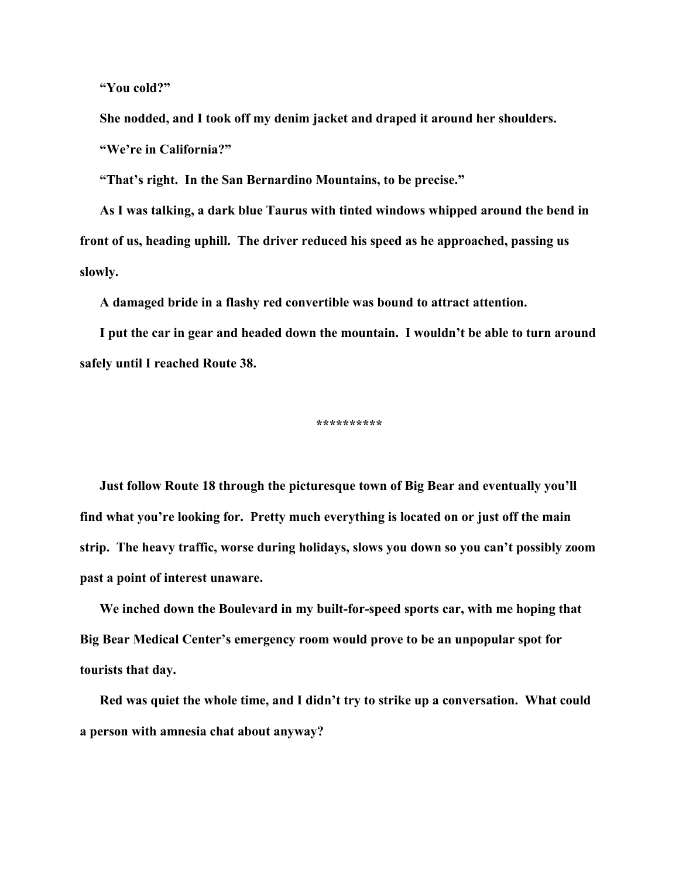"You cold?"

She nodded, and I took off my denim jacket and draped it around her shoulders.

"We're in California?"

"That's right. In the San Bernardino Mountains, to be precise."

As I was talking, a dark blue Taurus with tinted windows whipped around the bend in front of us, heading uphill. The driver reduced his speed as he approached, passing us slowly.

A damaged bride in a flashy red convertible was bound to attract attention.

I put the car in gear and headed down the mountain. I wouldn't be able to turn around safely until I reached Route 38.

**********

Just follow Route 18 through the picturesque town of Big Bear and eventually you'll find what you're looking for. Pretty much everything is located on or just off the main strip. The heavy traffic, worse during holidays, slows you down so you can't possibly zoom past a point of interest unaware.

We inched down the Boulevard in my built-for-speed sports car, with me hoping that Big Bear Medical Center's emergency room would prove to be an unpopular spot for tourists that day.

Red was quiet the whole time, and I didn't try to strike up a conversation. What could a person with amnesia chat about anyway?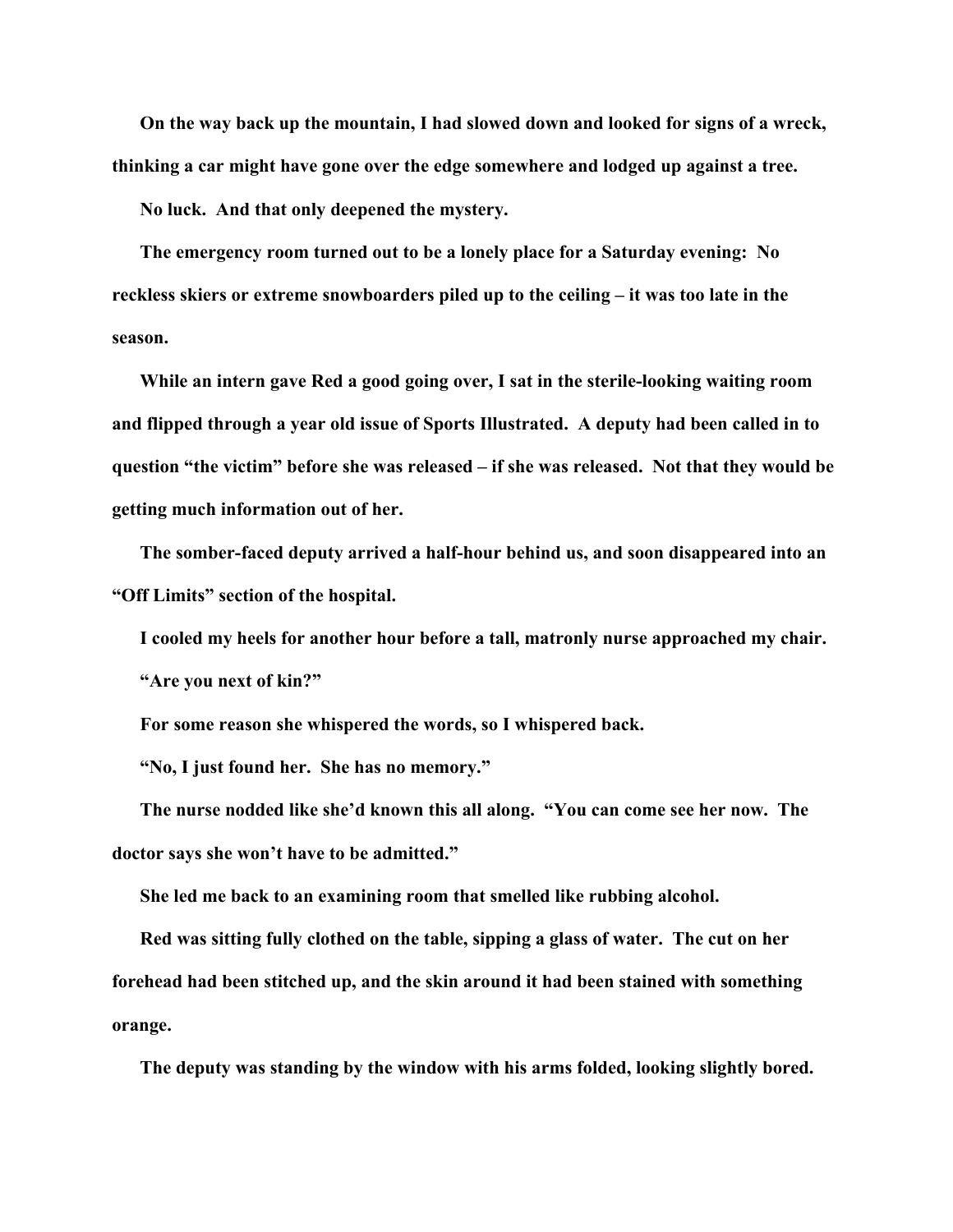On the way back up the mountain, I had slowed down and looked for signs of a wreck, thinking a car might have gone over the edge somewhere and lodged up against a tree.

No luck. And that only deepened the mystery.

The emergency room turned out to be a lonely place for a Saturday evening: No reckless skiers or extreme snowboarders piled up to the ceiling – it was too late in the season.

While an intern gave Red a good going over, I sat in the sterile-looking waiting room and flipped through a year old issue of Sports Illustrated. A deputy had been called in to question "the victim" before she was released – if she was released. Not that they would be getting much information out of her.

The somber-faced deputy arrived a half-hour behind us, and soon disappeared into an "Off Limits" section of the hospital.

I cooled my heels for another hour before a tall, matronly nurse approached my chair.

"Are you next of kin?"

For some reason she whispered the words, so I whispered back.

"No, I just found her. She has no memory."

The nurse nodded like she'd known this all along. "You can come see her now. The doctor says she won't have to be admitted."

She led me back to an examining room that smelled like rubbing alcohol.

Red was sitting fully clothed on the table, sipping a glass of water. The cut on her forehead had been stitched up, and the skin around it had been stained with something orange.

The deputy was standing by the window with his arms folded, looking slightly bored.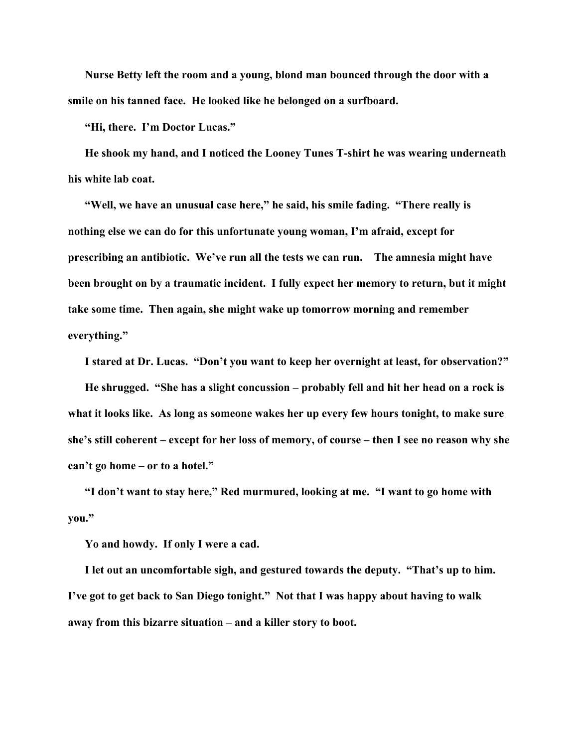Nurse Betty left the room and a young, blond man bounced through the door with a smile on his tanned face. He looked like he belonged on a surfboard.

"Hi, there. I'm Doctor Lucas."

He shook my hand, and I noticed the Looney Tunes T-shirt he was wearing underneath his white lab coat.

"Well, we have an unusual case here," he said, his smile fading. "There really is nothing else we can do for this unfortunate young woman, I'm afraid, except for prescribing an antibiotic. We've run all the tests we can run. The amnesia might have been brought on by a traumatic incident. I fully expect her memory to return, but it might take some time. Then again, she might wake up tomorrow morning and remember everything."

I stared at Dr. Lucas. "Don't you want to keep her overnight at least, for observation?"

He shrugged. "She has a slight concussion – probably fell and hit her head on a rock is what it looks like. As long as someone wakes her up every few hours tonight, to make sure she's still coherent – except for her loss of memory, of course – then I see no reason why she can't go home – or to a hotel."

"I don't want to stay here," Red murmured, looking at me. "I want to go home with you."

Yo and howdy. If only I were a cad.

I let out an uncomfortable sigh, and gestured towards the deputy. "That's up to him. I've got to get back to San Diego tonight." Not that I was happy about having to walk away from this bizarre situation – and a killer story to boot.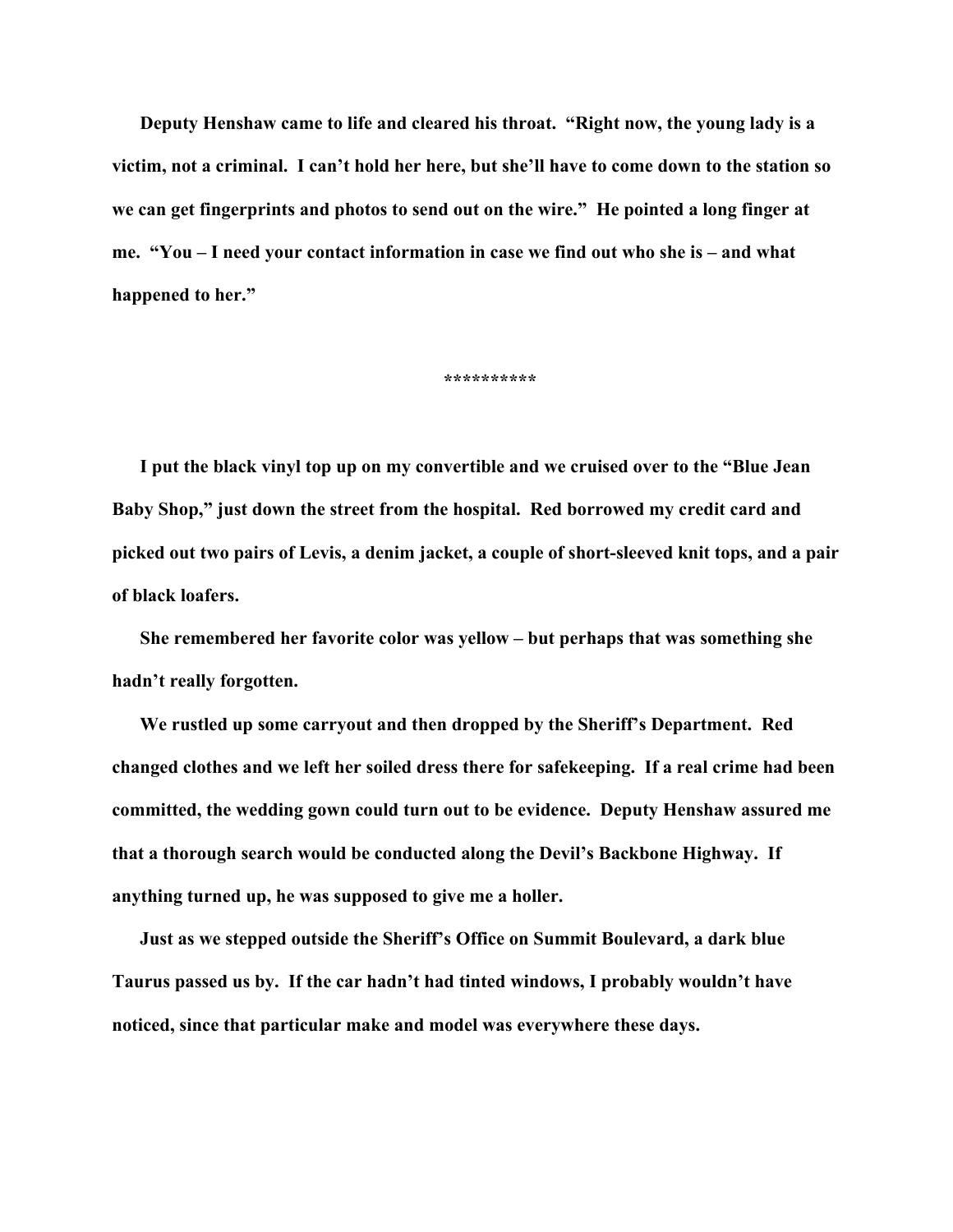Deputy Henshaw came to life and cleared his throat. "Right now, the young lady is a victim, not a criminal. I can't hold her here, but she'll have to come down to the station so we can get fingerprints and photos to send out on the wire." He pointed a long finger at me. "You – I need your contact information in case we find out who she is – and what happened to her."

**********

I put the black vinyl top up on my convertible and we cruised over to the "Blue Jean Baby Shop," just down the street from the hospital. Red borrowed my credit card and picked out two pairs of Levis, a denim jacket, a couple of short-sleeved knit tops, and a pair of black loafers.

She remembered her favorite color was yellow – but perhaps that was something she hadn't really forgotten.

We rustled up some carryout and then dropped by the Sheriff's Department. Red changed clothes and we left her soiled dress there for safekeeping. If a real crime had been committed, the wedding gown could turn out to be evidence. Deputy Henshaw assured me that a thorough search would be conducted along the Devil's Backbone Highway. If anything turned up, he was supposed to give me a holler.

Just as we stepped outside the Sheriff's Office on Summit Boulevard, a dark blue Taurus passed us by. If the car hadn't had tinted windows, I probably wouldn't have noticed, since that particular make and model was everywhere these days.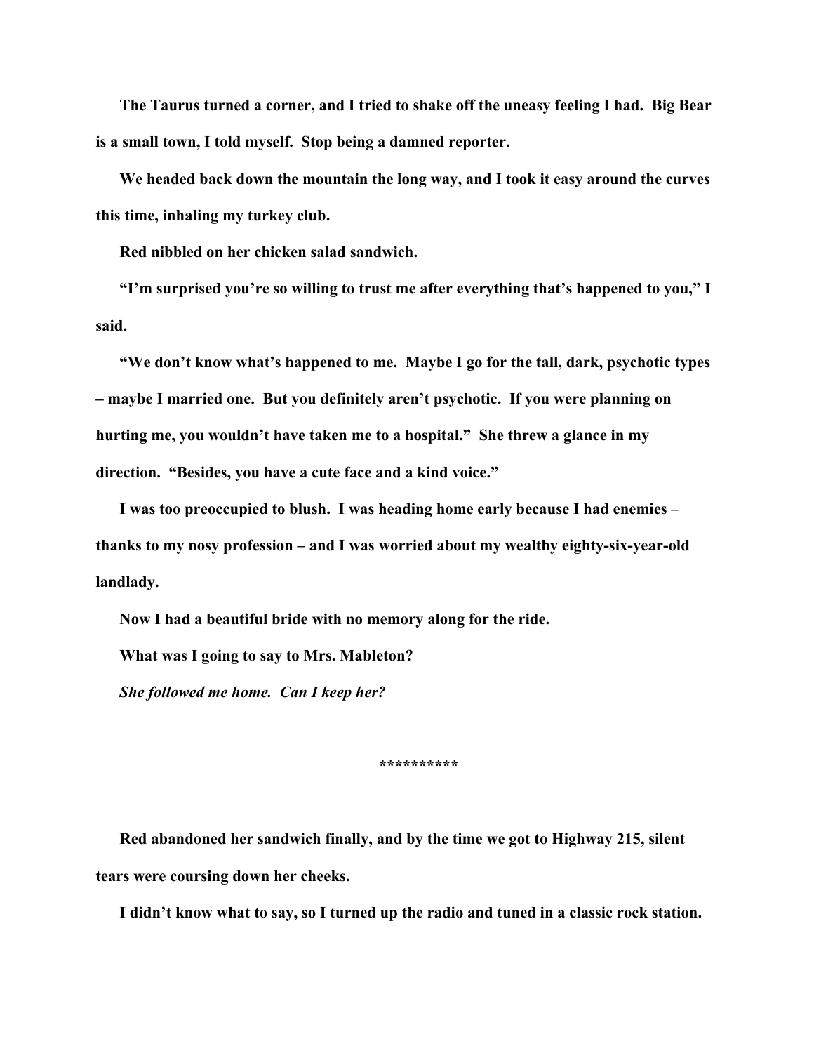The Taurus turned a corner, and I tried to shake off the uneasy feeling I had. Big Bear is a small town, I told myself. Stop being a damned reporter.

We headed back down the mountain the long way, and I took it easy around the curves this time, inhaling my turkey club.

Red nibbled on her chicken salad sandwich.

"I'm surprised you're so willing to trust me after everything that's happened to you," I said.

"We don't know what's happened to me. Maybe I go for the tall, dark, psychotic types – maybe I married one. But you definitely aren't psychotic. If you were planning on hurting me, you wouldn't have taken me to a hospital." She threw a glance in my direction. "Besides, you have a cute face and a kind voice."

I was too preoccupied to blush. I was heading home early because I had enemies – thanks to my nosy profession – and I was worried about my wealthy eighty-six-year-old landlady.

Now I had a beautiful bride with no memory along for the ride.

What was I going to say to Mrs. Mableton?

*She followed me home. Can I keep her?*

**********

Red abandoned her sandwich finally, and by the time we got to Highway 215, silent tears were coursing down her cheeks.

I didn't know what to say, so I turned up the radio and tuned in a classic rock station.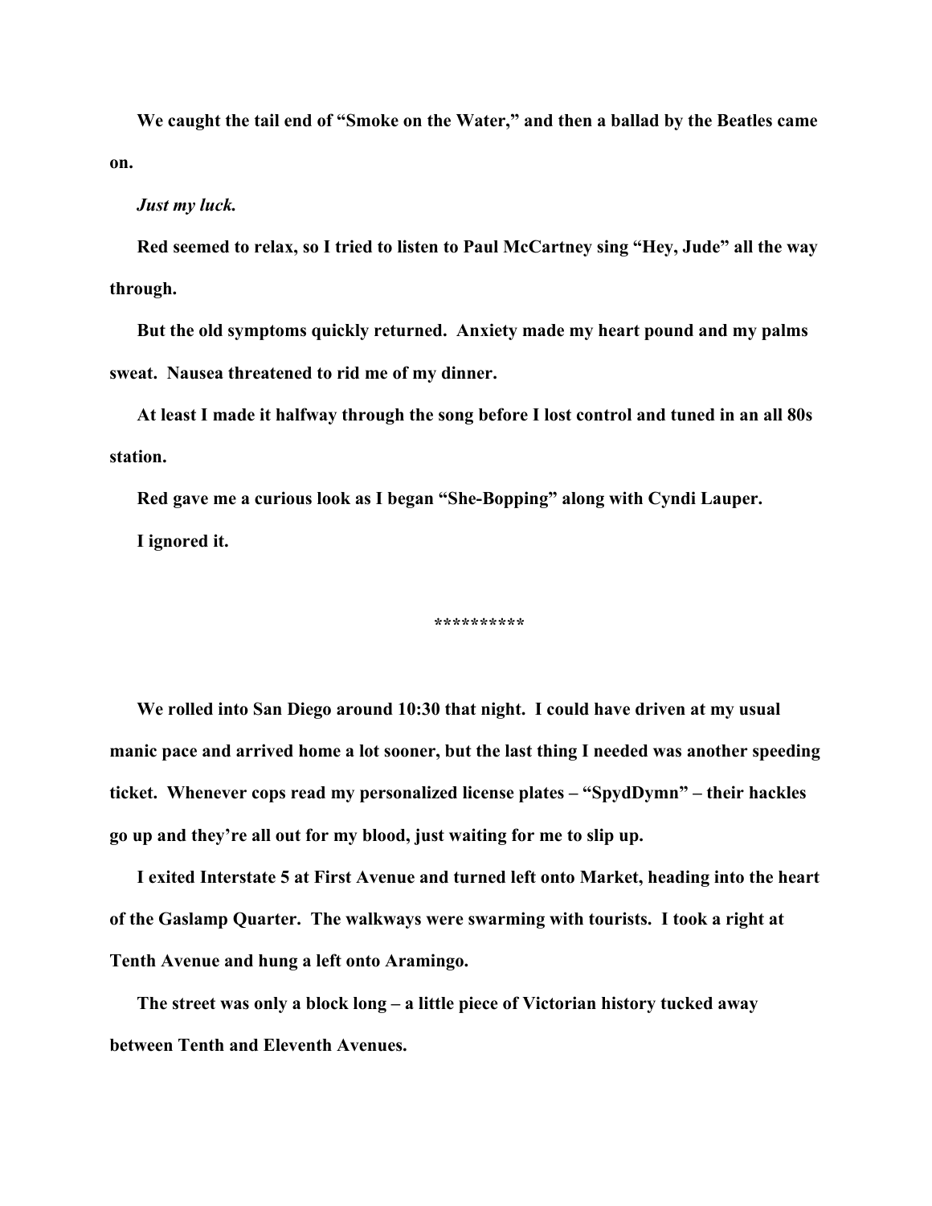We caught the tail end of "Smoke on the Water," and then a ballad by the Beatles came on.

*Just my luck.*

Red seemed to relax, so I tried to listen to Paul McCartney sing "Hey, Jude" all the way through.

But the old symptoms quickly returned. Anxiety made my heart pound and my palms sweat. Nausea threatened to rid me of my dinner.

At least I made it halfway through the song before I lost control and tuned in an all 80s station.

Red gave me a curious look as I began "She-Bopping" along with Cyndi Lauper.

I ignored it.

**********

We rolled into San Diego around 10:30 that night. I could have driven at my usual manic pace and arrived home a lot sooner, but the last thing I needed was another speeding ticket. Whenever cops read my personalized license plates – "SpydDymn" – their hackles go up and they're all out for my blood, just waiting for me to slip up.

I exited Interstate 5 at First Avenue and turned left onto Market, heading into the heart of the Gaslamp Quarter. The walkways were swarming with tourists. I took a right at Tenth Avenue and hung a left onto Aramingo.

The street was only a block long – a little piece of Victorian history tucked away between Tenth and Eleventh Avenues.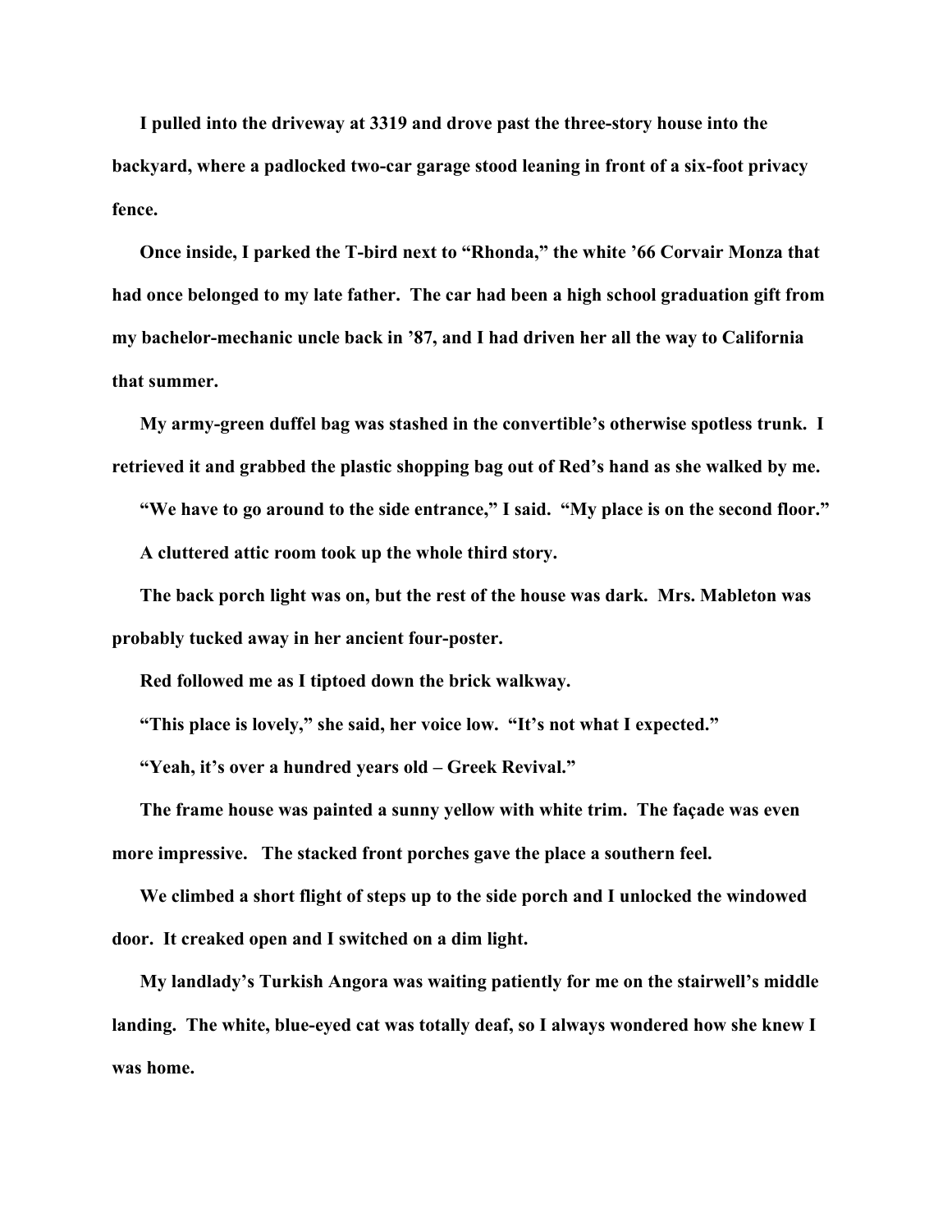I pulled into the driveway at 3319 and drove past the three-story house into the backyard, where a padlocked two-car garage stood leaning in front of a six-foot privacy fence.

Once inside, I parked the T-bird next to "Rhonda," the white '66 Corvair Monza that had once belonged to my late father. The car had been a high school graduation gift from my bachelor-mechanic uncle back in '87, and I had driven her all the way to California that summer.

My army-green duffel bag was stashed in the convertible's otherwise spotless trunk. I retrieved it and grabbed the plastic shopping bag out of Red's hand as she walked by me.

"We have to go around to the side entrance," I said. "My place is on the second floor."

A cluttered attic room took up the whole third story.

The back porch light was on, but the rest of the house was dark. Mrs. Mableton was probably tucked away in her ancient four-poster.

Red followed me as I tiptoed down the brick walkway.

"This place is lovely," she said, her voice low. "It's not what I expected."

"Yeah, it's over a hundred years old – Greek Revival."

The frame house was painted a sunny yellow with white trim. The façade was even more impressive. The stacked front porches gave the place a southern feel.

We climbed a short flight of steps up to the side porch and I unlocked the windowed door. It creaked open and I switched on a dim light.

My landlady's Turkish Angora was waiting patiently for me on the stairwell's middle landing. The white, blue-eyed cat was totally deaf, so I always wondered how she knew I was home.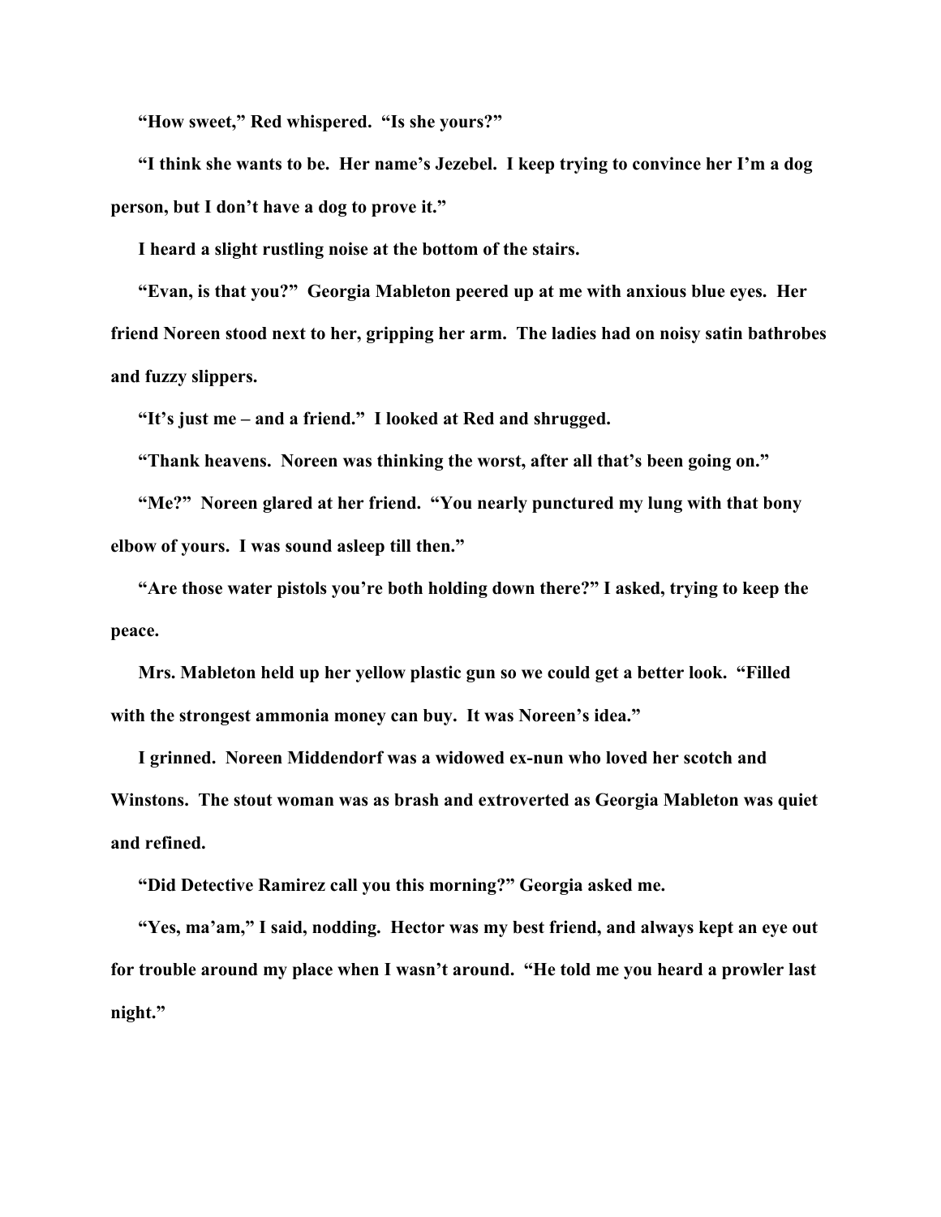"How sweet," Red whispered. "Is she yours?"

"I think she wants to be. Her name's Jezebel. I keep trying to convince her I'm a dog person, but I don't have a dog to prove it."

I heard a slight rustling noise at the bottom of the stairs.

"Evan, is that you?" Georgia Mableton peered up at me with anxious blue eyes. Her friend Noreen stood next to her, gripping her arm. The ladies had on noisy satin bathrobes and fuzzy slippers.

"It's just me – and a friend." I looked at Red and shrugged.

"Thank heavens. Noreen was thinking the worst, after all that's been going on."

"Me?" Noreen glared at her friend. "You nearly punctured my lung with that bony elbow of yours. I was sound asleep till then."

"Are those water pistols you're both holding down there?" I asked, trying to keep the peace.

Mrs. Mableton held up her yellow plastic gun so we could get a better look. "Filled with the strongest ammonia money can buy. It was Noreen's idea."

I grinned. Noreen Middendorf was a widowed ex-nun who loved her scotch and Winstons. The stout woman was as brash and extroverted as Georgia Mableton was quiet and refined.

"Did Detective Ramirez call you this morning?" Georgia asked me.

"Yes, ma'am," I said, nodding. Hector was my best friend, and always kept an eye out for trouble around my place when I wasn't around. "He told me you heard a prowler last night."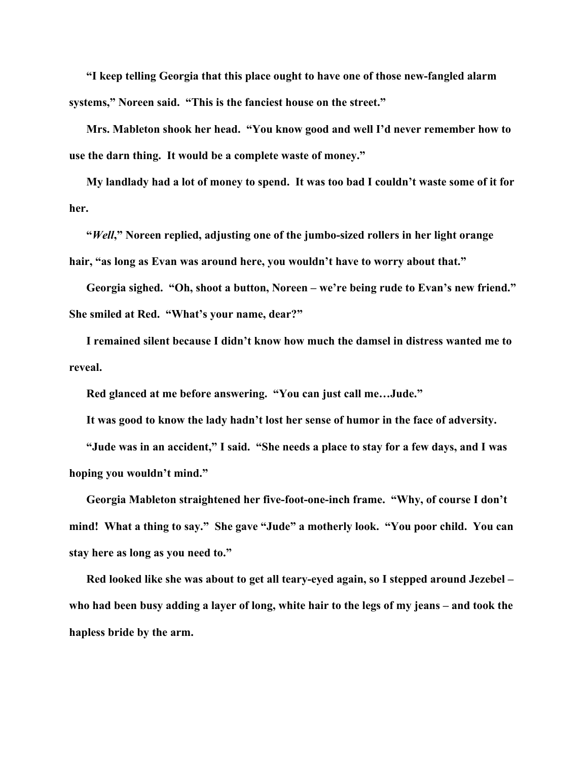"I keep telling Georgia that this place ought to have one of those new-fangled alarm systems," Noreen said. "This is the fanciest house on the street."

Mrs. Mableton shook her head. "You know good and well I'd never remember how to use the darn thing. It would be a complete waste of money."

My landlady had a lot of money to spend. It was too bad I couldn't waste some of it for her.

"*Well*," Noreen replied, adjusting one of the jumbo-sized rollers in her light orange hair, "as long as Evan was around here, you wouldn't have to worry about that."

Georgia sighed. "Oh, shoot a button, Noreen – we're being rude to Evan's new friend." She smiled at Red. "What's your name, dear?"

I remained silent because I didn't know how much the damsel in distress wanted me to reveal.

Red glanced at me before answering. "You can just call me…Jude."

It was good to know the lady hadn't lost her sense of humor in the face of adversity.

"Jude was in an accident," I said. "She needs a place to stay for a few days, and I was hoping you wouldn't mind."

Georgia Mableton straightened her five-foot-one-inch frame. "Why, of course I don't mind! What a thing to say." She gave "Jude" a motherly look. "You poor child. You can stay here as long as you need to."

Red looked like she was about to get all teary-eyed again, so I stepped around Jezebel – who had been busy adding a layer of long, white hair to the legs of my jeans – and took the hapless bride by the arm.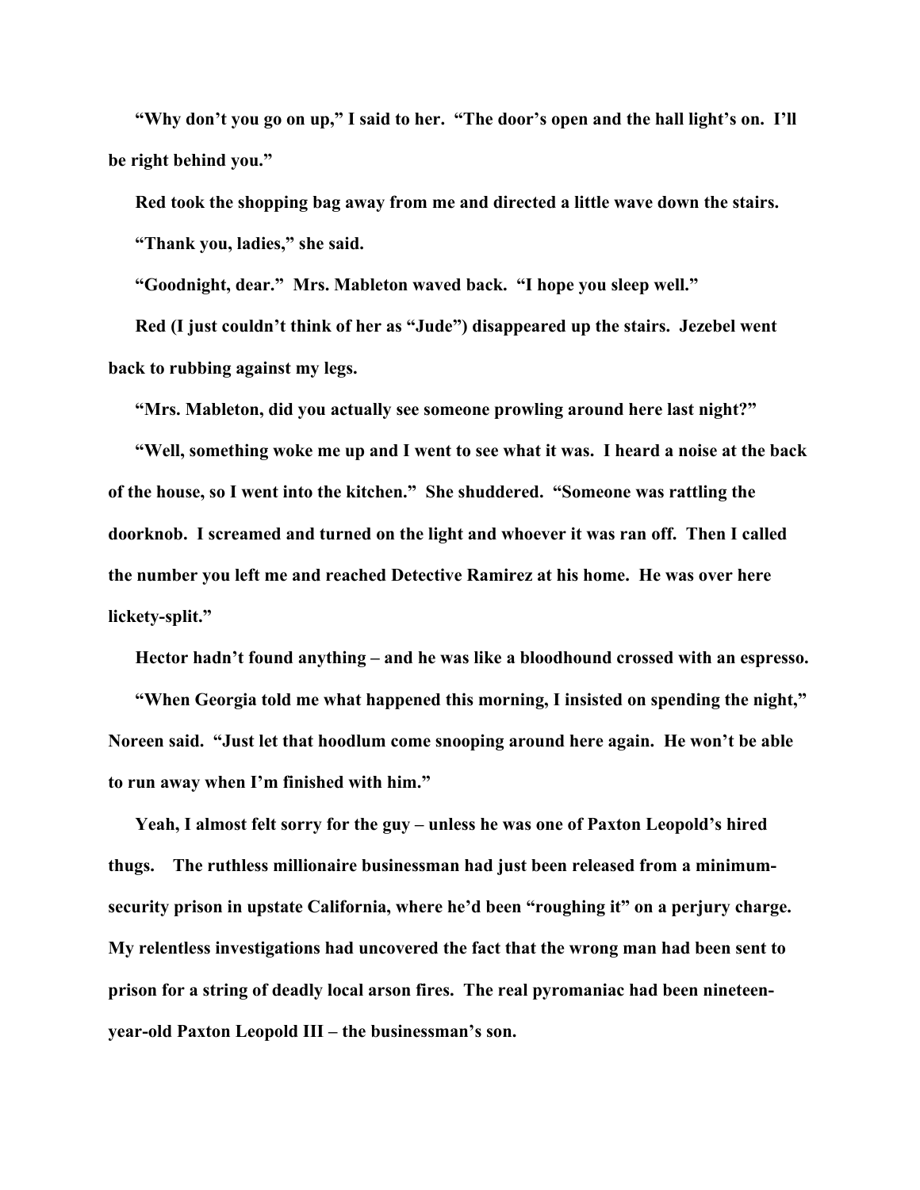"Why don't you go on up," I said to her. "The door's open and the hall light's on. I'll be right behind you."

Red took the shopping bag away from me and directed a little wave down the stairs.

"Thank you, ladies," she said.

"Goodnight, dear." Mrs. Mableton waved back. "I hope you sleep well."

Red (I just couldn't think of her as "Jude") disappeared up the stairs. Jezebel went back to rubbing against my legs.

"Mrs. Mableton, did you actually see someone prowling around here last night?"

"Well, something woke me up and I went to see what it was. I heard a noise at the back of the house, so I went into the kitchen." She shuddered. "Someone was rattling the doorknob. I screamed and turned on the light and whoever it was ran off. Then I called the number you left me and reached Detective Ramirez at his home. He was over here lickety-split."

Hector hadn't found anything – and he was like a bloodhound crossed with an espresso.

"When Georgia told me what happened this morning, I insisted on spending the night," Noreen said. "Just let that hoodlum come snooping around here again. He won't be able to run away when I'm finished with him."

Yeah, I almost felt sorry for the guy – unless he was one of Paxton Leopold's hired thugs. The ruthless millionaire businessman had just been released from a minimum-security prison in upstate California, where he'd been "roughing it" on a perjury charge. My relentless investigations had uncovered the fact that the wrong man had been sent to prison for a string of deadly local arson fires. The real pyromaniac had been nineteen-year-old Paxton Leopold III – the businessman's son.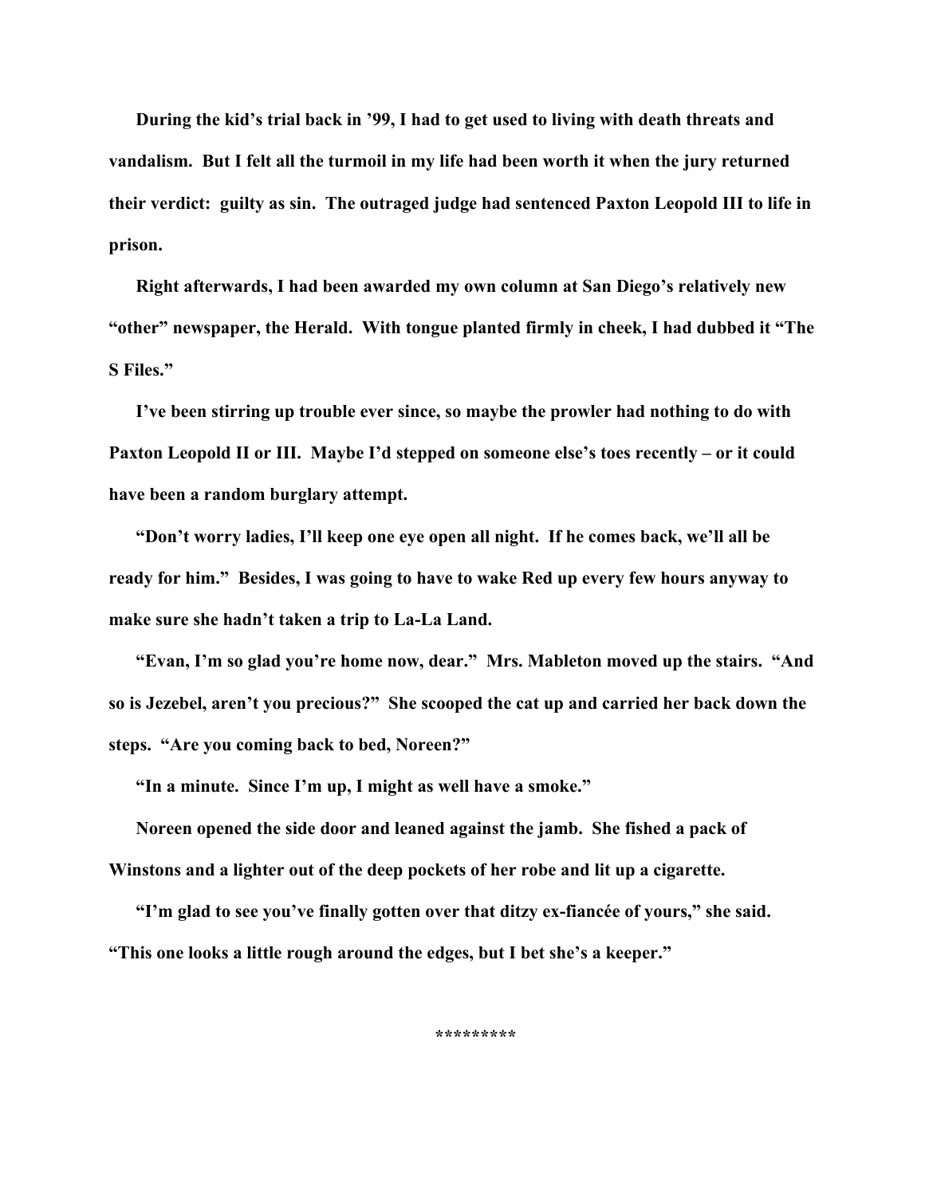During the kid's trial back in '99, I had to get used to living with death threats and vandalism. But I felt all the turmoil in my life had been worth it when the jury returned their verdict: guilty as sin. The outraged judge had sentenced Paxton Leopold III to life in prison.

Right afterwards, I had been awarded my own column at San Diego's relatively new "other" newspaper, the Herald. With tongue planted firmly in cheek, I had dubbed it "The S Files."

I've been stirring up trouble ever since, so maybe the prowler had nothing to do with Paxton Leopold II or III. Maybe I'd stepped on someone else's toes recently – or it could have been a random burglary attempt.

"Don't worry ladies, I'll keep one eye open all night. If he comes back, we'll all be ready for him." Besides, I was going to have to wake Red up every few hours anyway to make sure she hadn't taken a trip to La-La Land.

"Evan, I'm so glad you're home now, dear." Mrs. Mableton moved up the stairs. "And so is Jezebel, aren't you precious?" She scooped the cat up and carried her back down the steps. "Are you coming back to bed, Noreen?"

"In a minute. Since I'm up, I might as well have a smoke."

Noreen opened the side door and leaned against the jamb. She fished a pack of Winstons and a lighter out of the deep pockets of her robe and lit up a cigarette.

"I'm glad to see you've finally gotten over that ditzy ex-fiancée of yours," she said. "This one looks a little rough around the edges, but I bet she's a keeper."

*********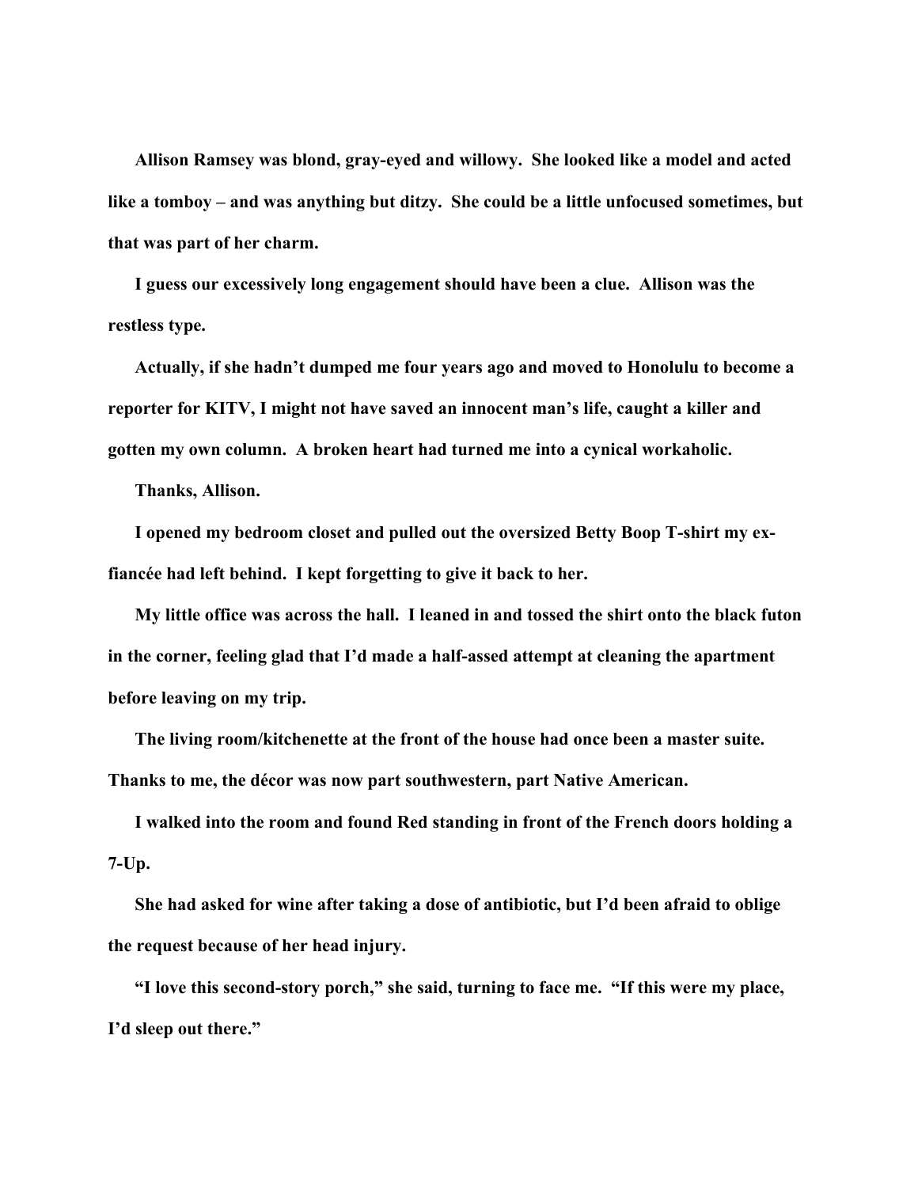Allison Ramsey was blond, gray-eyed and willowy. She looked like a model and acted like a tomboy – and was anything but ditzy. She could be a little unfocused sometimes, but that was part of her charm.

I guess our excessively long engagement should have been a clue. Allison was the restless type.

Actually, if she hadn't dumped me four years ago and moved to Honolulu to become a reporter for KITV, I might not have saved an innocent man's life, caught a killer and gotten my own column. A broken heart had turned me into a cynical workaholic.

Thanks, Allison.

I opened my bedroom closet and pulled out the oversized Betty Boop T-shirt my ex-fiancée had left behind. I kept forgetting to give it back to her.

My little office was across the hall. I leaned in and tossed the shirt onto the black futon in the corner, feeling glad that I'd made a half-assed attempt at cleaning the apartment before leaving on my trip.

The living room/kitchenette at the front of the house had once been a master suite. Thanks to me, the décor was now part southwestern, part Native American.

I walked into the room and found Red standing in front of the French doors holding a 7-Up.

She had asked for wine after taking a dose of antibiotic, but I'd been afraid to oblige the request because of her head injury.

"I love this second-story porch," she said, turning to face me. "If this were my place, I'd sleep out there."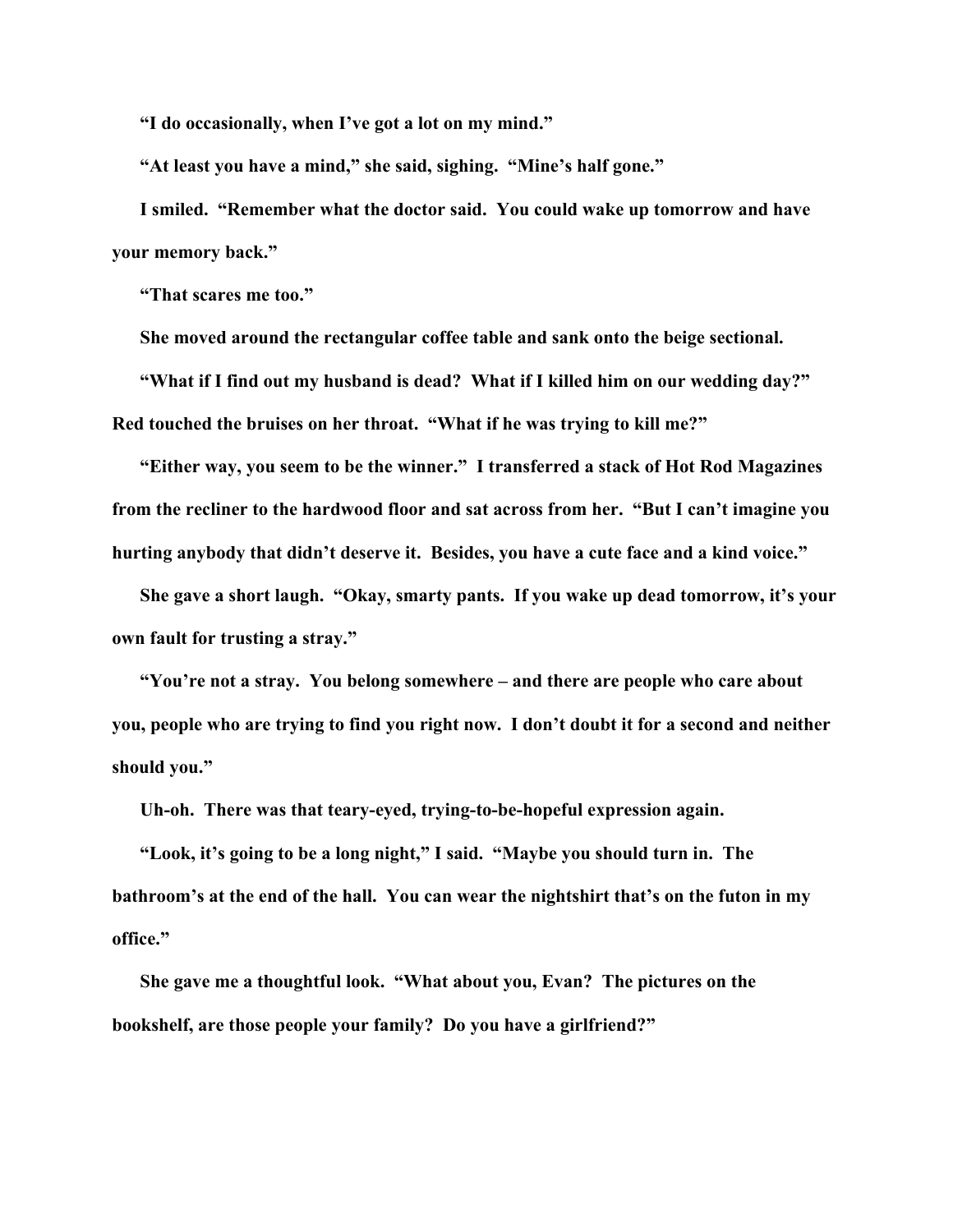"I do occasionally, when I've got a lot on my mind."

"At least you have a mind," she said, sighing. "Mine's half gone."

I smiled. "Remember what the doctor said. You could wake up tomorrow and have your memory back."

"That scares me too."

She moved around the rectangular coffee table and sank onto the beige sectional.

"What if I find out my husband is dead? What if I killed him on our wedding day?" Red touched the bruises on her throat. "What if he was trying to kill me?"

"Either way, you seem to be the winner." I transferred a stack of Hot Rod Magazines from the recliner to the hardwood floor and sat across from her. "But I can't imagine you hurting anybody that didn't deserve it. Besides, you have a cute face and a kind voice."

She gave a short laugh. "Okay, smarty pants. If you wake up dead tomorrow, it's your own fault for trusting a stray."

"You're not a stray. You belong somewhere – and there are people who care about you, people who are trying to find you right now. I don't doubt it for a second and neither should you."

Uh-oh. There was that teary-eyed, trying-to-be-hopeful expression again.

"Look, it's going to be a long night," I said. "Maybe you should turn in. The bathroom's at the end of the hall. You can wear the nightshirt that's on the futon in my office."

She gave me a thoughtful look. "What about you, Evan? The pictures on the bookshelf, are those people your family? Do you have a girlfriend?"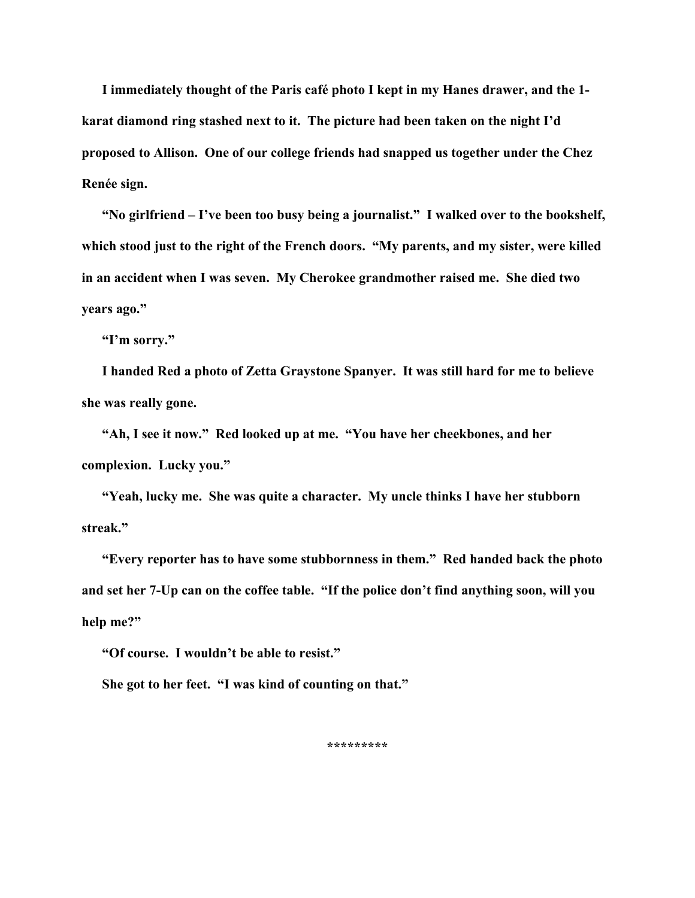I immediately thought of the Paris café photo I kept in my Hanes drawer, and the 1-karat diamond ring stashed next to it. The picture had been taken on the night I'd proposed to Allison. One of our college friends had snapped us together under the Chez Renée sign.

"No girlfriend – I've been too busy being a journalist." I walked over to the bookshelf, which stood just to the right of the French doors. "My parents, and my sister, were killed in an accident when I was seven. My Cherokee grandmother raised me. She died two years ago."

"I'm sorry."

I handed Red a photo of Zetta Graystone Spanyer. It was still hard for me to believe she was really gone.

"Ah, I see it now." Red looked up at me. "You have her cheekbones, and her complexion. Lucky you."

"Yeah, lucky me. She was quite a character. My uncle thinks I have her stubborn streak."

"Every reporter has to have some stubbornness in them." Red handed back the photo and set her 7-Up can on the coffee table. "If the police don't find anything soon, will you help me?"

"Of course. I wouldn't be able to resist."

She got to her feet. "I was kind of counting on that."

*********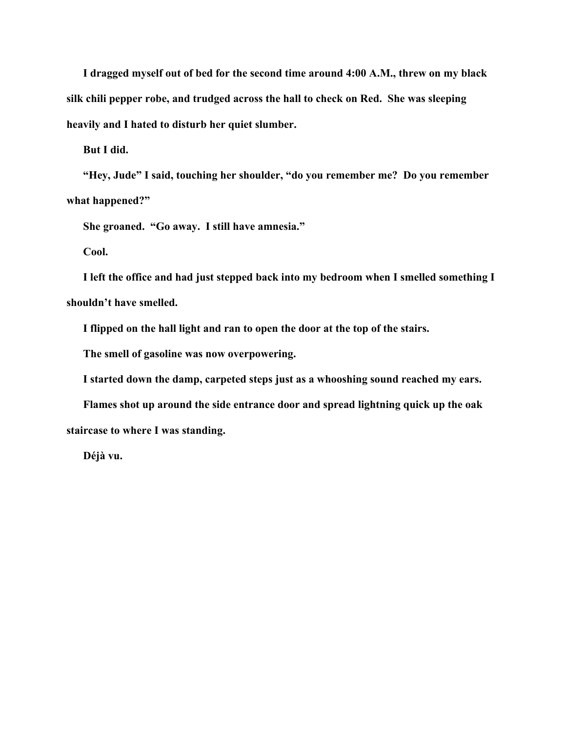**I dragged myself out of bed for the second time around 4:00 A.M., threw on my black silk chili pepper robe, and trudged across the hall to check on Red. She was sleeping heavily and I hated to disturb her quiet slumber.**

**But I did.**

**"Hey, Jude" I said, touching her shoulder, "do you remember me? Do you remember what happened?"**

**She groaned. "Go away. I still have amnesia."**

**Cool.**

**I left the office and had just stepped back into my bedroom when I smelled something I shouldn't have smelled.**

**I flipped on the hall light and ran to open the door at the top of the stairs.**

**The smell of gasoline was now overpowering.**

**I started down the damp, carpeted steps just as a whooshing sound reached my ears.**

**Flames shot up around the side entrance door and spread lightning quick up the oak staircase to where I was standing.**

**Déjà vu.**